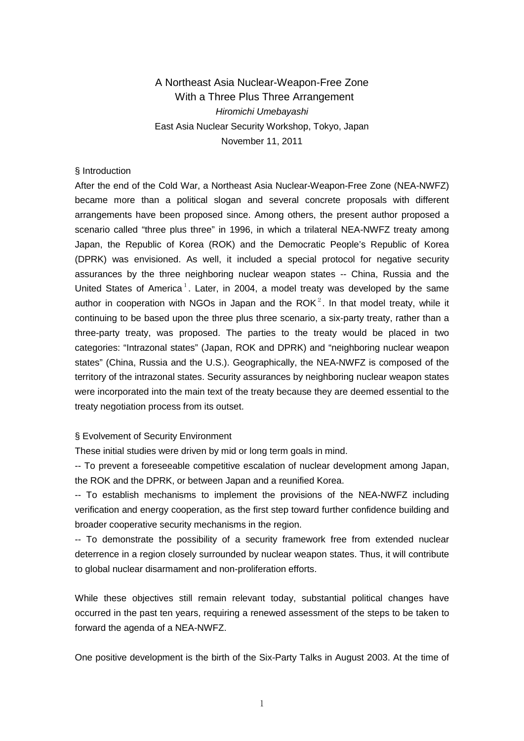# A Northeast Asia Nuclear-Weapon-Free Zone With a Three Plus Three Arrangement

*Hiromichi Umebayashi*

East Asia Nuclear Security Workshop, Tokyo, Japan

November 11, 2011

## § Introduction

After the end of the Cold War, a Northeast Asia Nuclear-Weapon-Free Zone (NEA-NWFZ) became more than a political slogan and several concrete proposals with different arrangements have been proposed since. Among others, the present author proposed a scenario called "three plus three" in 1996, in which a trilateral NEA-NWFZ treaty among Japan, the Republic of Korea (ROK) and the Democratic People's Republic of Korea (DPRK) was envisioned. As well, it included a special protocol for negative security assurances by the three neighboring nuclear weapon states -- China, Russia and the United States of America[1]. Later, in 2004, a model treaty was developed by the same author in cooperation with NGOs in Japan and the ROK[2]. In that model treaty, while it continuing to be based upon the three plus three scenario, a six-party treaty, rather than a three-party treaty, was proposed. The parties to the treaty would be placed in two categories: "Intrazonal states" (Japan, ROK and DPRK) and "neighboring nuclear weapon states" (China, Russia and the U.S.). Geographically, the NEA-NWFZ is composed of the territory of the intrazonal states. Security assurances by neighboring nuclear weapon states were incorporated into the main text of the treaty because they are deemed essential to the treaty negotiation process from its outset.

## § Evolvement of Security Environment

These initial studies were driven by mid or long term goals in mind.

-- To prevent a foreseeable competitive escalation of nuclear development among Japan, the ROK and the DPRK, or between Japan and a reunified Korea.

-- To establish mechanisms to implement the provisions of the NEA-NWFZ including verification and energy cooperation, as the first step toward further confidence building and broader cooperative security mechanisms in the region.

-- To demonstrate the possibility of a security framework free from extended nuclear deterrence in a region closely surrounded by nuclear weapon states. Thus, it will contribute to global nuclear disarmament and non-proliferation efforts.

While these objectives still remain relevant today, substantial political changes have occurred in the past ten years, requiring a renewed assessment of the steps to be taken to forward the agenda of a NEA-NWFZ.

One positive development is the birth of the Six-Party Talks in August 2003. At the time of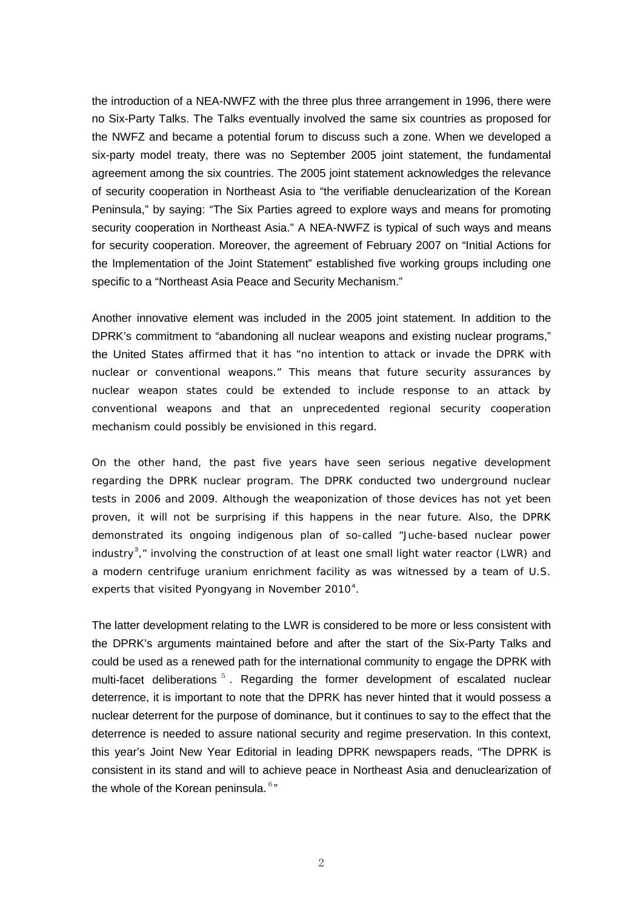the introduction of a NEA-NWFZ with the three plus three arrangement in 1996, there were no Six-Party Talks. The Talks eventually involved the same six countries as proposed for the NWFZ and became a potential forum to discuss such a zone. When we developed a six-party model treaty, there was no September 2005 joint statement, the fundamental agreement among the six countries. The 2005 joint statement acknowledges the relevance of security cooperation in Northeast Asia to "the verifiable denuclearization of the Korean Peninsula," by saying: "The Six Parties agreed to explore ways and means for promoting security cooperation in Northeast Asia." A NEA-NWFZ is typical of such ways and means for security cooperation. Moreover, the agreement of February 2007 on "Initial Actions for the Implementation of the Joint Statement" established five working groups including one specific to a "Northeast Asia Peace and Security Mechanism."

Another innovative element was included in the 2005 joint statement. In addition to the DPRK's commitment to "abandoning all nuclear weapons and existing nuclear programs," the United States affirmed that it has "no intention to attack or invade the DPRK with nuclear or conventional weapons." This means that future security assurances by nuclear weapon states could be extended to include response to an attack by conventional weapons and that an unprecedented regional security cooperation mechanism could possibly be envisioned in this regard.

On the other hand, the past five years have seen serious negative development regarding the DPRK nuclear program. The DPRK conducted two underground nuclear tests in 2006 and 2009. Although the weaponization of those devices has not yet been proven, it will not be surprising if this happens in the near future. Also, the DPRK demonstrated its ongoing indigenous plan of so-called "Juche-based nuclear power industry[3]," involving the construction of at least one small light water reactor (LWR) and a modern centrifuge uranium enrichment facility as was witnessed by a team of U.S. experts that visited Pyongyang in November 2010[4].

The latter development relating to the LWR is considered to be more or less consistent with the DPRK's arguments maintained before and after the start of the Six-Party Talks and could be used as a renewed path for the international community to engage the DPRK with multi-facet deliberations[5]. Regarding the former development of escalated nuclear deterrence, it is important to note that the DPRK has never hinted that it would possess a nuclear deterrent for the purpose of dominance, but it continues to say to the effect that the deterrence is needed to assure national security and regime preservation. In this context, this year's Joint New Year Editorial in leading DPRK newspapers reads, "The DPRK is consistent in its stand and will to achieve peace in Northeast Asia and denuclearization of the whole of the Korean peninsula.[6]"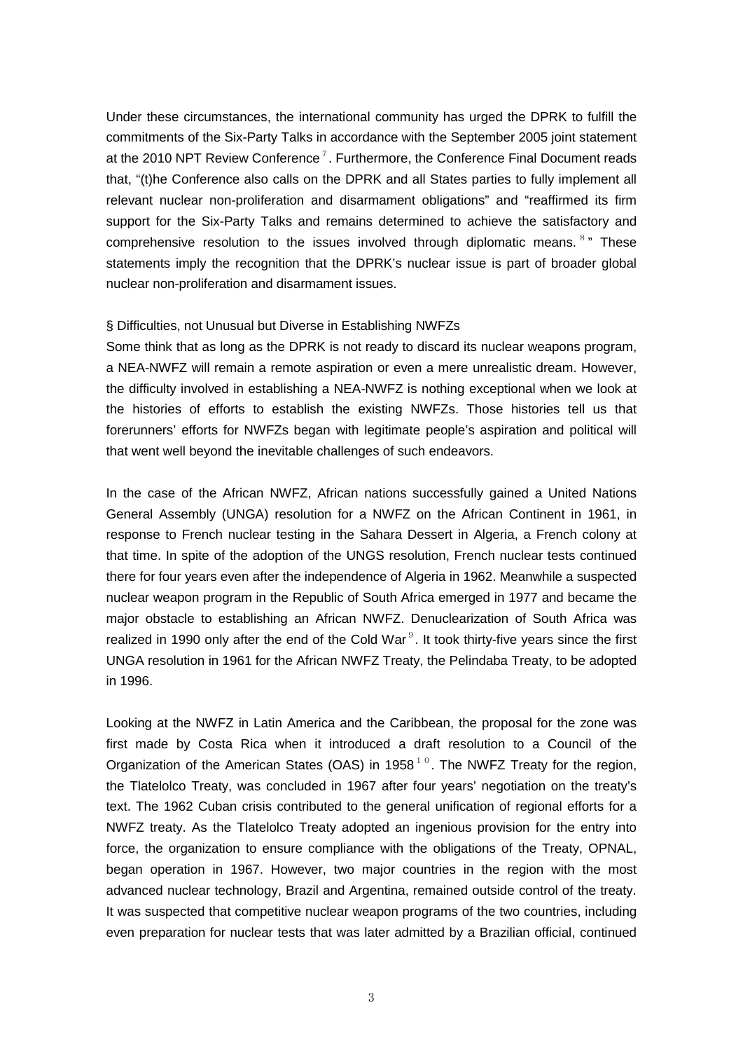Under these circumstances, the international community has urged the DPRK to fulfill the commitments of the Six-Party Talks in accordance with the September 2005 joint statement at the 2010 NPT Review Conference[7]. Furthermore, the Conference Final Document reads that, "(t)he Conference also calls on the DPRK and all States parties to fully implement all relevant nuclear non-proliferation and disarmament obligations" and "reaffirmed its firm support for the Six-Party Talks and remains determined to achieve the satisfactory and comprehensive resolution to the issues involved through diplomatic means.[8]" These statements imply the recognition that the DPRK's nuclear issue is part of broader global nuclear non-proliferation and disarmament issues.

§ Difficulties, not Unusual but Diverse in Establishing NWFZs

Some think that as long as the DPRK is not ready to discard its nuclear weapons program, a NEA-NWFZ will remain a remote aspiration or even a mere unrealistic dream. However, the difficulty involved in establishing a NEA-NWFZ is nothing exceptional when we look at the histories of efforts to establish the existing NWFZs. Those histories tell us that forerunners' efforts for NWFZs began with legitimate people's aspiration and political will that went well beyond the inevitable challenges of such endeavors.

In the case of the African NWFZ, African nations successfully gained a United Nations General Assembly (UNGA) resolution for a NWFZ on the African Continent in 1961, in response to French nuclear testing in the Sahara Dessert in Algeria, a French colony at that time. In spite of the adoption of the UNGS resolution, French nuclear tests continued there for four years even after the independence of Algeria in 1962. Meanwhile a suspected nuclear weapon program in the Republic of South Africa emerged in 1977 and became the major obstacle to establishing an African NWFZ. Denuclearization of South Africa was realized in 1990 only after the end of the Cold War[9]. It took thirty-five years since the first UNGA resolution in 1961 for the African NWFZ Treaty, the Pelindaba Treaty, to be adopted in 1996.

Looking at the NWFZ in Latin America and the Caribbean, the proposal for the zone was first made by Costa Rica when it introduced a draft resolution to a Council of the Organization of the American States (OAS) in 1958[10]. The NWFZ Treaty for the region, the Tlatelolco Treaty, was concluded in 1967 after four years' negotiation on the treaty's text. The 1962 Cuban crisis contributed to the general unification of regional efforts for a NWFZ treaty. As the Tlatelolco Treaty adopted an ingenious provision for the entry into force, the organization to ensure compliance with the obligations of the Treaty, OPNAL, began operation in 1967. However, two major countries in the region with the most advanced nuclear technology, Brazil and Argentina, remained outside control of the treaty. It was suspected that competitive nuclear weapon programs of the two countries, including even preparation for nuclear tests that was later admitted by a Brazilian official, continued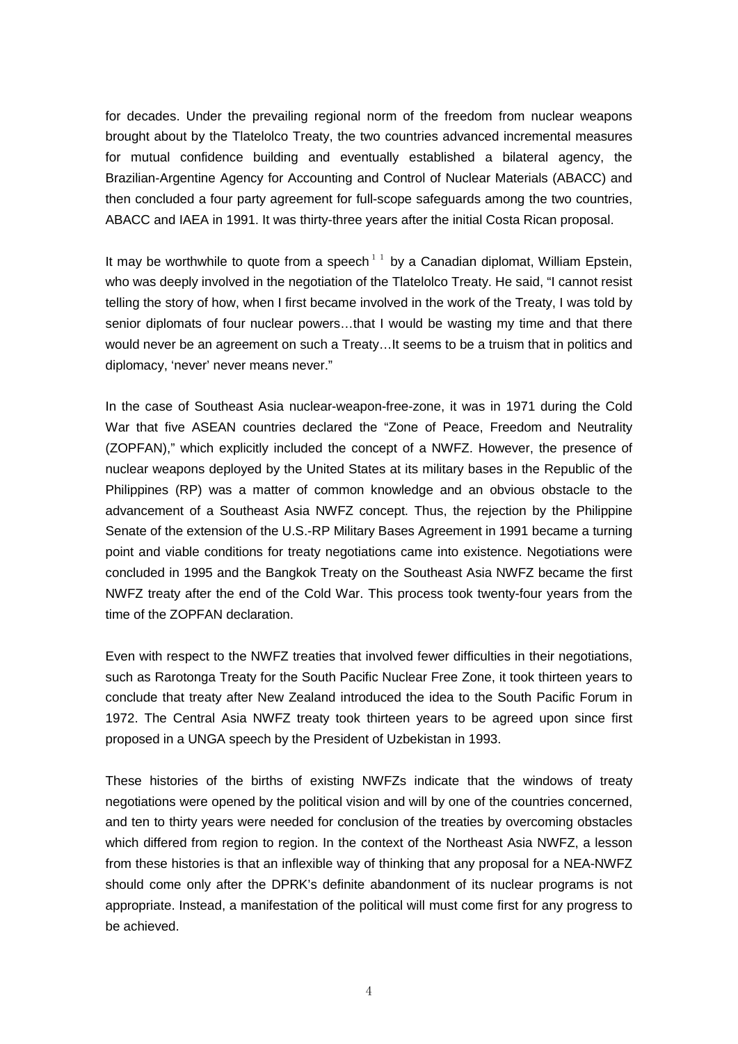for decades. Under the prevailing regional norm of the freedom from nuclear weapons brought about by the Tlatelolco Treaty, the two countries advanced incremental measures for mutual confidence building and eventually established a bilateral agency, the Brazilian-Argentine Agency for Accounting and Control of Nuclear Materials (ABACC) and then concluded a four party agreement for full-scope safeguards among the two countries, ABACC and IAEA in 1991. It was thirty-three years after the initial Costa Rican proposal.

It may be worthwhile to quote from a speech [11] by a Canadian diplomat, William Epstein, who was deeply involved in the negotiation of the Tlatelolco Treaty. He said, "I cannot resist telling the story of how, when I first became involved in the work of the Treaty, I was told by senior diplomats of four nuclear powers…that I would be wasting my time and that there would never be an agreement on such a Treaty…It seems to be a truism that in politics and diplomacy, 'never' never means never."

In the case of Southeast Asia nuclear-weapon-free-zone, it was in 1971 during the Cold War that five ASEAN countries declared the "Zone of Peace, Freedom and Neutrality (ZOPFAN)," which explicitly included the concept of a NWFZ. However, the presence of nuclear weapons deployed by the United States at its military bases in the Republic of the Philippines (RP) was a matter of common knowledge and an obvious obstacle to the advancement of a Southeast Asia NWFZ concept. Thus, the rejection by the Philippine Senate of the extension of the U.S.-RP Military Bases Agreement in 1991 became a turning point and viable conditions for treaty negotiations came into existence. Negotiations were concluded in 1995 and the Bangkok Treaty on the Southeast Asia NWFZ became the first NWFZ treaty after the end of the Cold War. This process took twenty-four years from the time of the ZOPFAN declaration.

Even with respect to the NWFZ treaties that involved fewer difficulties in their negotiations, such as Rarotonga Treaty for the South Pacific Nuclear Free Zone, it took thirteen years to conclude that treaty after New Zealand introduced the idea to the South Pacific Forum in 1972. The Central Asia NWFZ treaty took thirteen years to be agreed upon since first proposed in a UNGA speech by the President of Uzbekistan in 1993.

These histories of the births of existing NWFZs indicate that the windows of treaty negotiations were opened by the political vision and will by one of the countries concerned, and ten to thirty years were needed for conclusion of the treaties by overcoming obstacles which differed from region to region. In the context of the Northeast Asia NWFZ, a lesson from these histories is that an inflexible way of thinking that any proposal for a NEA-NWFZ should come only after the DPRK's definite abandonment of its nuclear programs is not appropriate. Instead, a manifestation of the political will must come first for any progress to be achieved.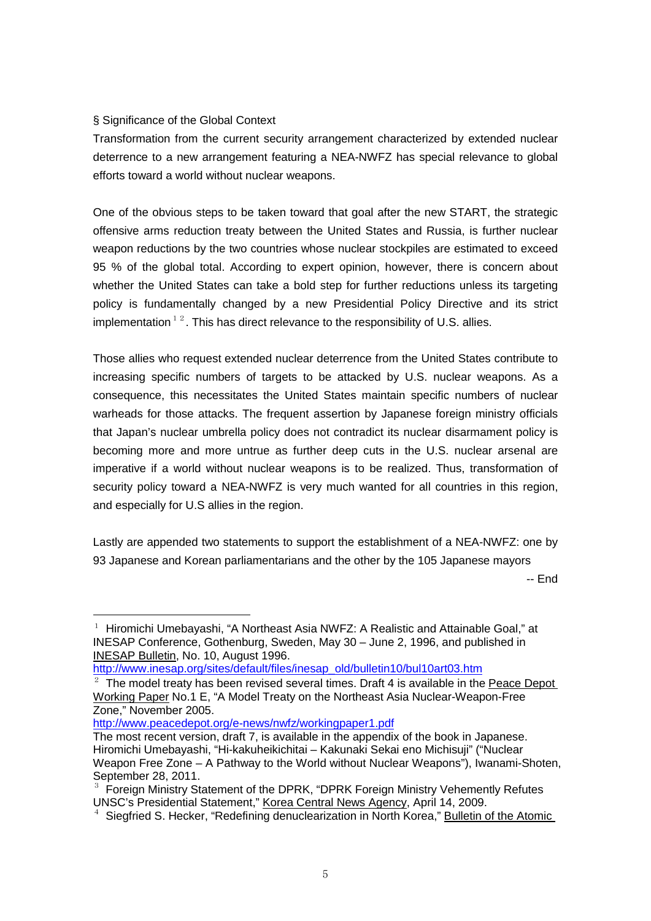§ Significance of the Global Context

Transformation from the current security arrangement characterized by extended nuclear deterrence to a new arrangement featuring a NEA-NWFZ has special relevance to global efforts toward a world without nuclear weapons.

One of the obvious steps to be taken toward that goal after the new START, the strategic offensive arms reduction treaty between the United States and Russia, is further nuclear weapon reductions by the two countries whose nuclear stockpiles are estimated to exceed 95 % of the global total. According to expert opinion, however, there is concern about whether the United States can take a bold step for further reductions unless its targeting policy is fundamentally changed by a new Presidential Policy Directive and its strict implementation [1 2]. This has direct relevance to the responsibility of U.S. allies.

Those allies who request extended nuclear deterrence from the United States contribute to increasing specific numbers of targets to be attacked by U.S. nuclear weapons. As a consequence, this necessitates the United States maintain specific numbers of nuclear warheads for those attacks. The frequent assertion by Japanese foreign ministry officials that Japan's nuclear umbrella policy does not contradict its nuclear disarmament policy is becoming more and more untrue as further deep cuts in the U.S. nuclear arsenal are imperative if a world without nuclear weapons is to be realized. Thus, transformation of security policy toward a NEA-NWFZ is very much wanted for all countries in this region, and especially for U.S allies in the region.

Lastly are appended two statements to support the establishment of a NEA-NWFZ: one by 93 Japanese and Korean parliamentarians and the other by the 105 Japanese mayors

-- End

---

[1] Hiromichi Umebayashi, "A Northeast Asia NWFZ: A Realistic and Attainable Goal," at INESAP Conference, Gothenburg, Sweden, May 30 – June 2, 1996, and published in INESAP Bulletin, No. 10, August 1996.
http://www.inesap.org/sites/default/files/inesap_old/bulletin10/bul10art03.htm

[2] The model treaty has been revised several times. Draft 4 is available in the Peace Depot Working Paper No.1 E, "A Model Treaty on the Northeast Asia Nuclear-Weapon-Free Zone," November 2005.
http://www.peacedepot.org/e-news/nwfz/workingpaper1.pdf
The most recent version, draft 7, is available in the appendix of the book in Japanese. Hiromichi Umebayashi, "Hi-kakuheikichitai – Kakunaki Sekai eno Michisuji" ("Nuclear Weapon Free Zone – A Pathway to the World without Nuclear Weapons"), Iwanami-Shoten, September 28, 2011.

[3] Foreign Ministry Statement of the DPRK, "DPRK Foreign Ministry Vehemently Refutes UNSC's Presidential Statement," Korea Central News Agency, April 14, 2009.

[4] Siegfried S. Hecker, "Redefining denuclearization in North Korea," Bulletin of the Atomic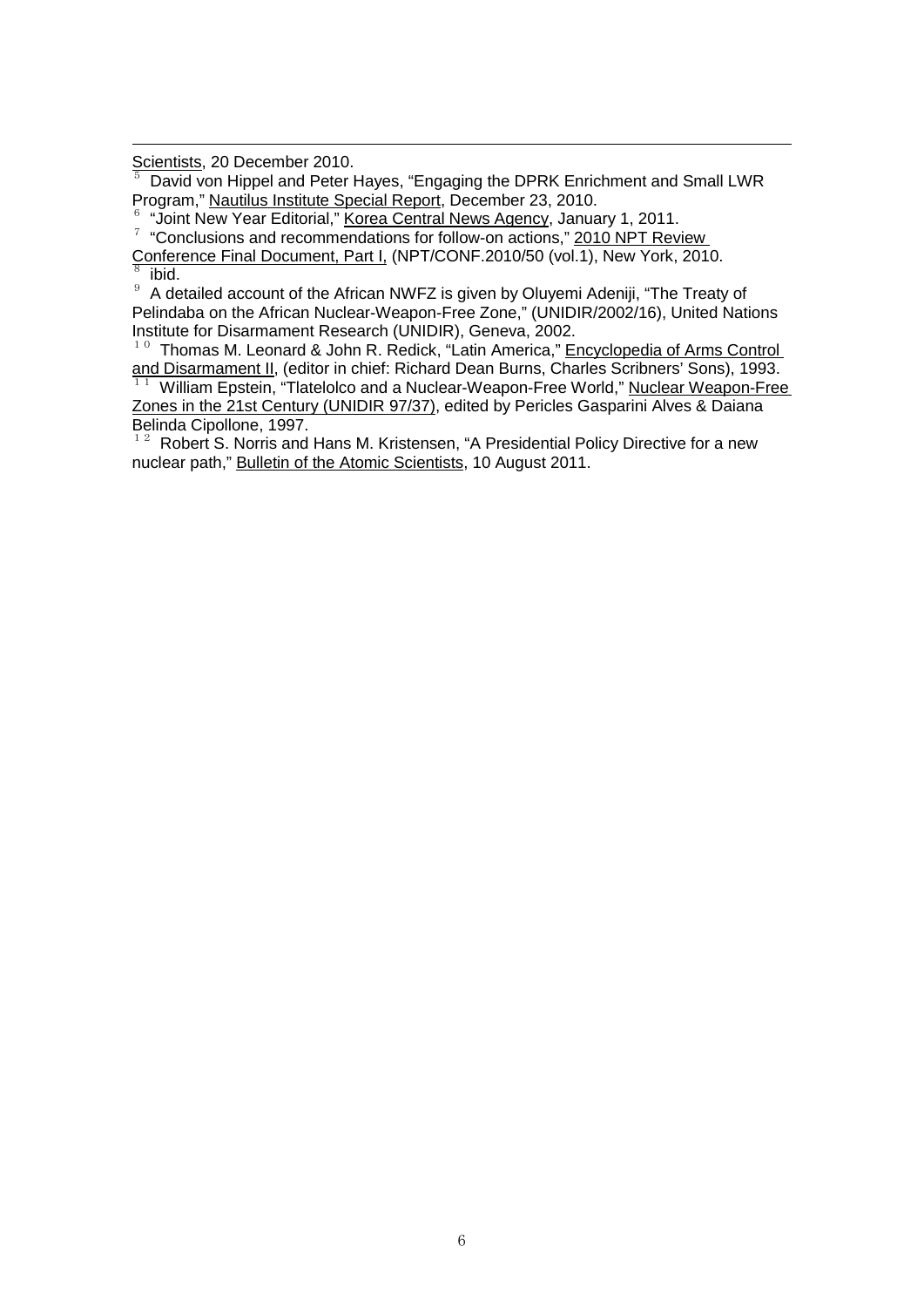Scientists, 20 December 2010.

[5] David von Hippel and Peter Hayes, "Engaging the DPRK Enrichment and Small LWR Program," Nautilus Institute Special Report, December 23, 2010.

[6] "Joint New Year Editorial," Korea Central News Agency, January 1, 2011.

[7] "Conclusions and recommendations for follow-on actions," 2010 NPT Review Conference Final Document, Part I, (NPT/CONF.2010/50 (vol.1), New York, 2010.

[8] ibid.

[9] A detailed account of the African NWFZ is given by Oluyemi Adeniji, "The Treaty of Pelindaba on the African Nuclear-Weapon-Free Zone," (UNIDIR/2002/16), United Nations Institute for Disarmament Research (UNIDIR), Geneva, 2002.

[10] Thomas M. Leonard & John R. Redick, "Latin America," Encyclopedia of Arms Control and Disarmament II, (editor in chief: Richard Dean Burns, Charles Scribners' Sons), 1993.

[11] William Epstein, "Tlatelolco and a Nuclear-Weapon-Free World," Nuclear Weapon-Free Zones in the 21st Century (UNIDIR 97/37), edited by Pericles Gasparini Alves & Daiana Belinda Cipollone, 1997.

[12] Robert S. Norris and Hans M. Kristensen, "A Presidential Policy Directive for a new nuclear path," Bulletin of the Atomic Scientists, 10 August 2011.